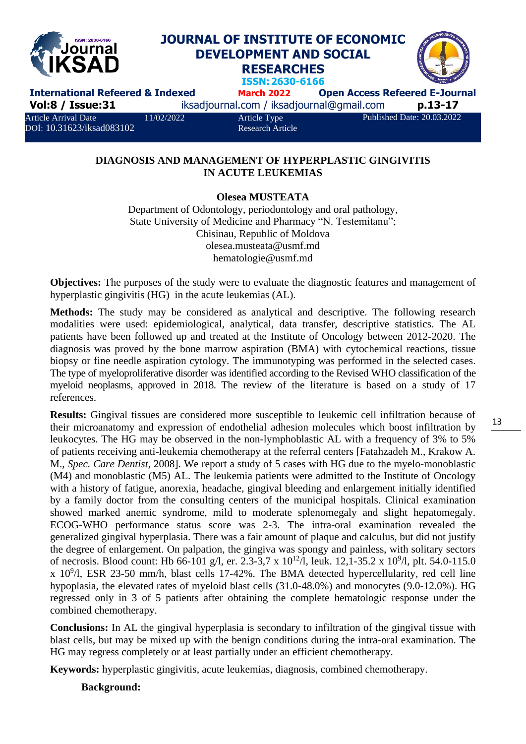Article Arrival Date 11/02/2022 | Article Type Research Article | Published Date: 20.03.2022
DOİ: 10.31623/iksad083102

# DIAGNOSIS AND MANAGEMENT OF HYPERPLASTIC GINGIVITIS IN ACUTE LEUKEMIAS

**Olesea MUSTEATA**

Department of Odontology, periodontology and oral pathology,
State University of Medicine and Pharmacy "N. Testemitanu";
Chisinau, Republic of Moldova
olesea.musteata@usmf.md
hematologie@usmf.md

**Objectives:** The purposes of the study were to evaluate the diagnostic features and management of hyperplastic gingivitis (HG) in the acute leukemias (AL).

**Methods:** The study may be considered as analytical and descriptive. The following research modalities were used: epidemiological, analytical, data transfer, descriptive statistics. The AL patients have been followed up and treated at the Institute of Oncology between 2012-2020. The diagnosis was proved by the bone marrow aspiration (BMA) with cytochemical reactions, tissue biopsy or fine needle aspiration cytology. The immunotyping was performed in the selected cases. The type of myeloproliferative disorder was identified according to the Revised WHO classification of the myeloid neoplasms, approved in 2018. The review of the literature is based on a study of 17 references.

**Results:** Gingival tissues are considered more susceptible to leukemic cell infiltration because of their microanatomy and expression of endothelial adhesion molecules which boost infiltration by leukocytes. The HG may be observed in the non-lymphoblastic AL with a frequency of 3% to 5% of patients receiving anti-leukemia chemotherapy at the referral centers [Fatahzadeh M., Krakow A. M., *Spec. Care Dentist*, 2008]. We report a study of 5 cases with HG due to the myelo-monoblastic (M4) and monoblastic (M5) AL. The leukemia patients were admitted to the Institute of Oncology with a history of fatigue, anorexia, headache, gingival bleeding and enlargement initially identified by a family doctor from the consulting centers of the municipal hospitals. Clinical examination showed marked anemic syndrome, mild to moderate splenomegaly and slight hepatomegaly. ECOG-WHO performance status score was 2-3. The intra-oral examination revealed the generalized gingival hyperplasia. There was a fair amount of plaque and calculus, but did not justify the degree of enlargement. On palpation, the gingiva was spongy and painless, with solitary sectors of necrosis. Blood count: Hb 66-101 g/l, er. 2.3-3,7 x $10^{12}$/l, leuk. 12,1-35.2 x $10^{9}$/l, plt. 54.0-115.0 x $10^{9}$/l, ESR 23-50 mm/h, blast cells 17-42%. The BMA detected hypercellularity, red cell line hypoplasia, the elevated rates of myeloid blast cells (31.0-48.0%) and monocytes (9.0-12.0%). HG regressed only in 3 of 5 patients after obtaining the complete hematologic response under the combined chemotherapy.

**Conclusions:** In AL the gingival hyperplasia is secondary to infiltration of the gingival tissue with blast cells, but may be mixed up with the benign conditions during the intra-oral examination. The HG may regress completely or at least partially under an efficient chemotherapy.

**Keywords:** hyperplastic gingivitis, acute leukemias, diagnosis, combined chemotherapy.

**Background:**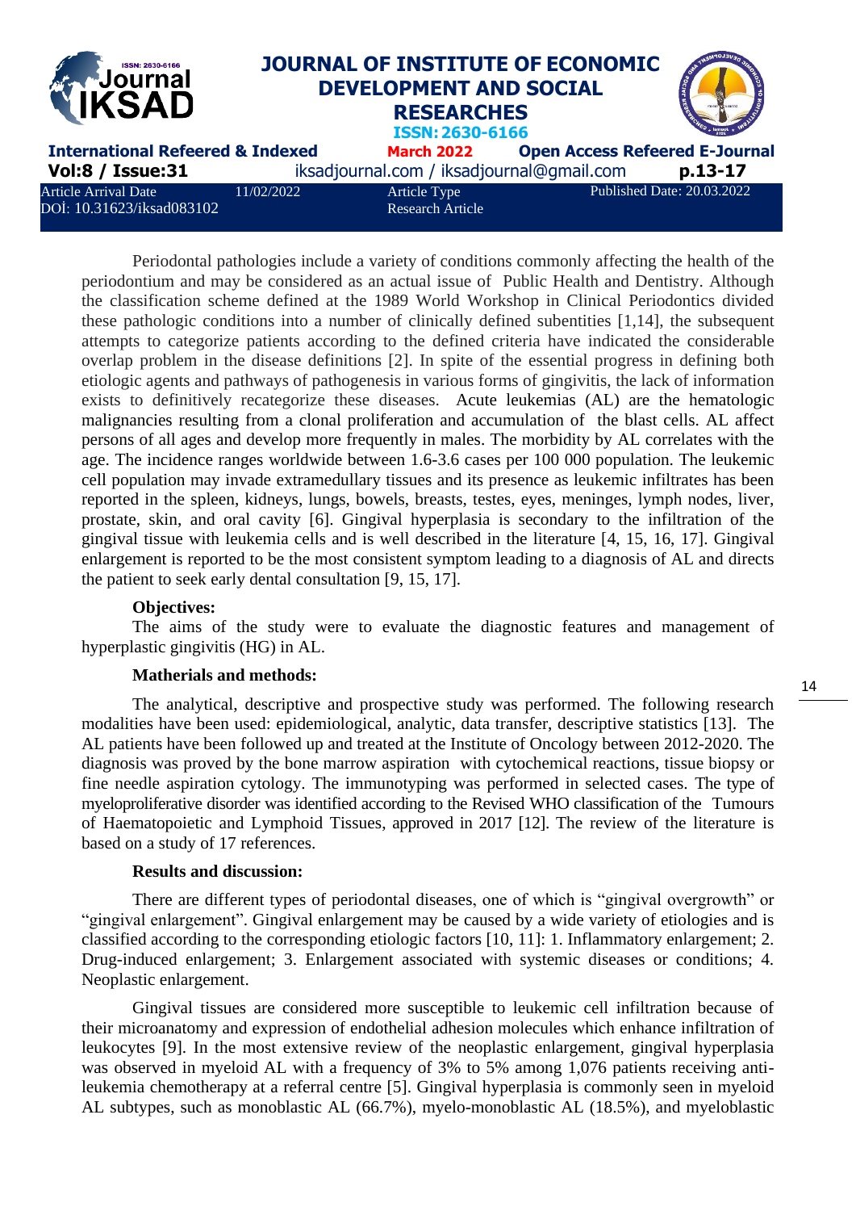Periodontal pathologies include a variety of conditions commonly affecting the health of the periodontium and may be considered as an actual issue of Public Health and Dentistry. Although the classification scheme defined at the 1989 World Workshop in Clinical Periodontics divided these pathologic conditions into a number of clinically defined subentities [1,14], the subsequent attempts to categorize patients according to the defined criteria have indicated the considerable overlap problem in the disease definitions [2]. In spite of the essential progress in defining both etiologic agents and pathways of pathogenesis in various forms of gingivitis, the lack of information exists to definitively recategorize these diseases. Acute leukemias (AL) are the hematologic malignancies resulting from a clonal proliferation and accumulation of the blast cells. AL affect persons of all ages and develop more frequently in males. The morbidity by AL correlates with the age. The incidence ranges worldwide between 1.6-3.6 cases per 100 000 population. The leukemic cell population may invade extramedullary tissues and its presence as leukemic infiltrates has been reported in the spleen, kidneys, lungs, bowels, breasts, testes, eyes, meninges, lymph nodes, liver, prostate, skin, and oral cavity [6]. Gingival hyperplasia is secondary to the infiltration of the gingival tissue with leukemia cells and is well described in the literature [4, 15, 16, 17]. Gingival enlargement is reported to be the most consistent symptom leading to a diagnosis of AL and directs the patient to seek early dental consultation [9, 15, 17].

**Objectives:**

The aims of the study were to evaluate the diagnostic features and management of hyperplastic gingivitis (HG) in AL.

**Matherials and methods:**

The analytical, descriptive and prospective study was performed. The following research modalities have been used: epidemiological, analytic, data transfer, descriptive statistics [13]. The AL patients have been followed up and treated at the Institute of Oncology between 2012-2020. The diagnosis was proved by the bone marrow aspiration with cytochemical reactions, tissue biopsy or fine needle aspiration cytology. The immunotyping was performed in selected cases. The type of myeloproliferative disorder was identified according to the Revised WHO classification of the Tumours of Haematopoietic and Lymphoid Tissues, approved in 2017 [12]. The review of the literature is based on a study of 17 references.

**Results and discussion:**

There are different types of periodontal diseases, one of which is "gingival overgrowth" or "gingival enlargement". Gingival enlargement may be caused by a wide variety of etiologies and is classified according to the corresponding etiologic factors [10, 11]: 1. Inflammatory enlargement; 2. Drug-induced enlargement; 3. Enlargement associated with systemic diseases or conditions; 4. Neoplastic enlargement.

Gingival tissues are considered more susceptible to leukemic cell infiltration because of their microanatomy and expression of endothelial adhesion molecules which enhance infiltration of leukocytes [9]. In the most extensive review of the neoplastic enlargement, gingival hyperplasia was observed in myeloid AL with a frequency of 3% to 5% among 1,076 patients receiving anti-leukemia chemotherapy at a referral centre [5]. Gingival hyperplasia is commonly seen in myeloid AL subtypes, such as monoblastic AL (66.7%), myelo-monoblastic AL (18.5%), and myeloblastic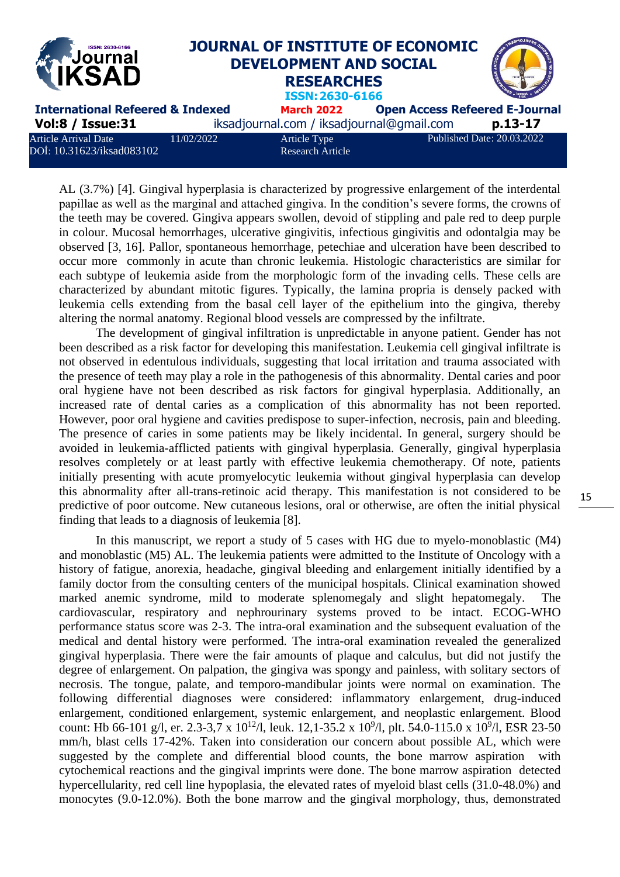AL (3.7%) [4]. Gingival hyperplasia is characterized by progressive enlargement of the interdental papillae as well as the marginal and attached gingiva. In the condition's severe forms, the crowns of the teeth may be covered. Gingiva appears swollen, devoid of stippling and pale red to deep purple in colour. Mucosal hemorrhages, ulcerative gingivitis, infectious gingivitis and odontalgia may be observed [3, 16]. Pallor, spontaneous hemorrhage, petechiae and ulceration have been described to occur more commonly in acute than chronic leukemia. Histologic characteristics are similar for each subtype of leukemia aside from the morphologic form of the invading cells. These cells are characterized by abundant mitotic figures. Typically, the lamina propria is densely packed with leukemia cells extending from the basal cell layer of the epithelium into the gingiva, thereby altering the normal anatomy. Regional blood vessels are compressed by the infiltrate.

The development of gingival infiltration is unpredictable in anyone patient. Gender has not been described as a risk factor for developing this manifestation. Leukemia cell gingival infiltrate is not observed in edentulous individuals, suggesting that local irritation and trauma associated with the presence of teeth may play a role in the pathogenesis of this abnormality. Dental caries and poor oral hygiene have not been described as risk factors for gingival hyperplasia. Additionally, an increased rate of dental caries as a complication of this abnormality has not been reported. However, poor oral hygiene and cavities predispose to super-infection, necrosis, pain and bleeding. The presence of caries in some patients may be likely incidental. In general, surgery should be avoided in leukemia-afflicted patients with gingival hyperplasia. Generally, gingival hyperplasia resolves completely or at least partly with effective leukemia chemotherapy. Of note, patients initially presenting with acute promyelocytic leukemia without gingival hyperplasia can develop this abnormality after all-trans-retinoic acid therapy. This manifestation is not considered to be predictive of poor outcome. New cutaneous lesions, oral or otherwise, are often the initial physical finding that leads to a diagnosis of leukemia [8].

In this manuscript, we report a study of 5 cases with HG due to myelo-monoblastic (M4) and monoblastic (M5) AL. The leukemia patients were admitted to the Institute of Oncology with a history of fatigue, anorexia, headache, gingival bleeding and enlargement initially identified by a family doctor from the consulting centers of the municipal hospitals. Clinical examination showed marked anemic syndrome, mild to moderate splenomegaly and slight hepatomegaly. The cardiovascular, respiratory and nephrourinary systems proved to be intact. ECOG-WHO performance status score was 2-3. The intra-oral examination and the subsequent evaluation of the medical and dental history were performed. The intra-oral examination revealed the generalized gingival hyperplasia. There were the fair amounts of plaque and calculus, but did not justify the degree of enlargement. On palpation, the gingiva was spongy and painless, with solitary sectors of necrosis. The tongue, palate, and temporo-mandibular joints were normal on examination. The following differential diagnoses were considered: inflammatory enlargement, drug-induced enlargement, conditioned enlargement, systemic enlargement, and neoplastic enlargement. Blood count: Hb 66-101 g/l, er. 2.3-3,7 x $10^{12}$/l, leuk. 12,1-35.2 x $10^{9}$/l, plt. 54.0-115.0 x $10^{9}$/l, ESR 23-50 mm/h, blast cells 17-42%. Taken into consideration our concern about possible AL, which were suggested by the complete and differential blood counts, the bone marrow aspiration with cytochemical reactions and the gingival imprints were done. The bone marrow aspiration detected hypercellularity, red cell line hypoplasia, the elevated rates of myeloid blast cells (31.0-48.0%) and monocytes (9.0-12.0%). Both the bone marrow and the gingival morphology, thus, demonstrated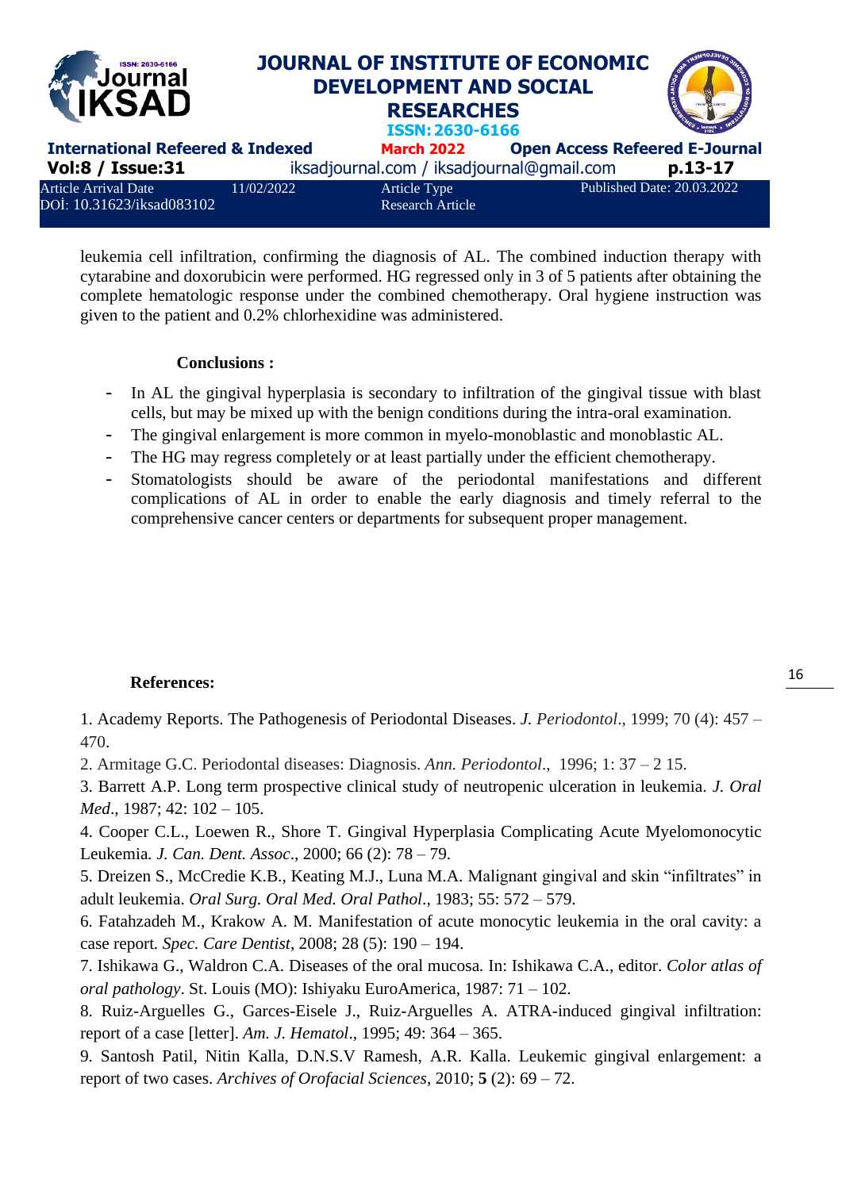leukemia cell infiltration, confirming the diagnosis of AL. The combined induction therapy with cytarabine and doxorubicin were performed. HG regressed only in 3 of 5 patients after obtaining the complete hematologic response under the combined chemotherapy. Oral hygiene instruction was given to the patient and 0.2% chlorhexidine was administered.

**Conclusions :**

- In AL the gingival hyperplasia is secondary to infiltration of the gingival tissue with blast cells, but may be mixed up with the benign conditions during the intra-oral examination.
- The gingival enlargement is more common in myelo-monoblastic and monoblastic AL.
- The HG may regress completely or at least partially under the efficient chemotherapy.
- Stomatologists should be aware of the periodontal manifestations and different complications of AL in order to enable the early diagnosis and timely referral to the comprehensive cancer centers or departments for subsequent proper management.

**References:**

1. Academy Reports. The Pathogenesis of Periodontal Diseases. *J. Periodontol*., 1999; 70 (4): 457 – 470.

2. Armitage G.C. Periodontal diseases: Diagnosis. *Ann. Periodontol*., 1996; 1: 37 – 2 15.

3. Barrett A.P. Long term prospective clinical study of neutropenic ulceration in leukemia. *J. Oral Med*., 1987; 42: 102 – 105.

4. Cooper C.L., Loewen R., Shore T. Gingival Hyperplasia Complicating Acute Myelomonocytic Leukemia. *J. Can. Dent. Assoc*., 2000; 66 (2): 78 – 79.

5. Dreizen S., McCredie K.B., Keating M.J., Luna M.A. Malignant gingival and skin "infiltrates" in adult leukemia. *Oral Surg. Oral Med. Oral Pathol*., 1983; 55: 572 – 579.

6. Fatahzadeh M., Krakow A. M. Manifestation of acute monocytic leukemia in the oral cavity: a case report. *Spec. Care Dentist*, 2008; 28 (5): 190 – 194.

7. Ishikawa G., Waldron C.A. Diseases of the oral mucosa. In: Ishikawa C.A., editor. *Color atlas of oral pathology*. St. Louis (MO): Ishiyaku EuroAmerica, 1987: 71 – 102.

8. Ruiz-Arguelles G., Garces-Eisele J., Ruiz-Arguelles A. ATRA-induced gingival infiltration: report of a case [letter]. *Am. J. Hematol*., 1995; 49: 364 – 365.

9. Santosh Patil, Nitin Kalla, D.N.S.V Ramesh, A.R. Kalla. Leukemic gingival enlargement: a report of two cases. *Archives of Orofacial Sciences*, 2010; **5** (2): 69 – 72.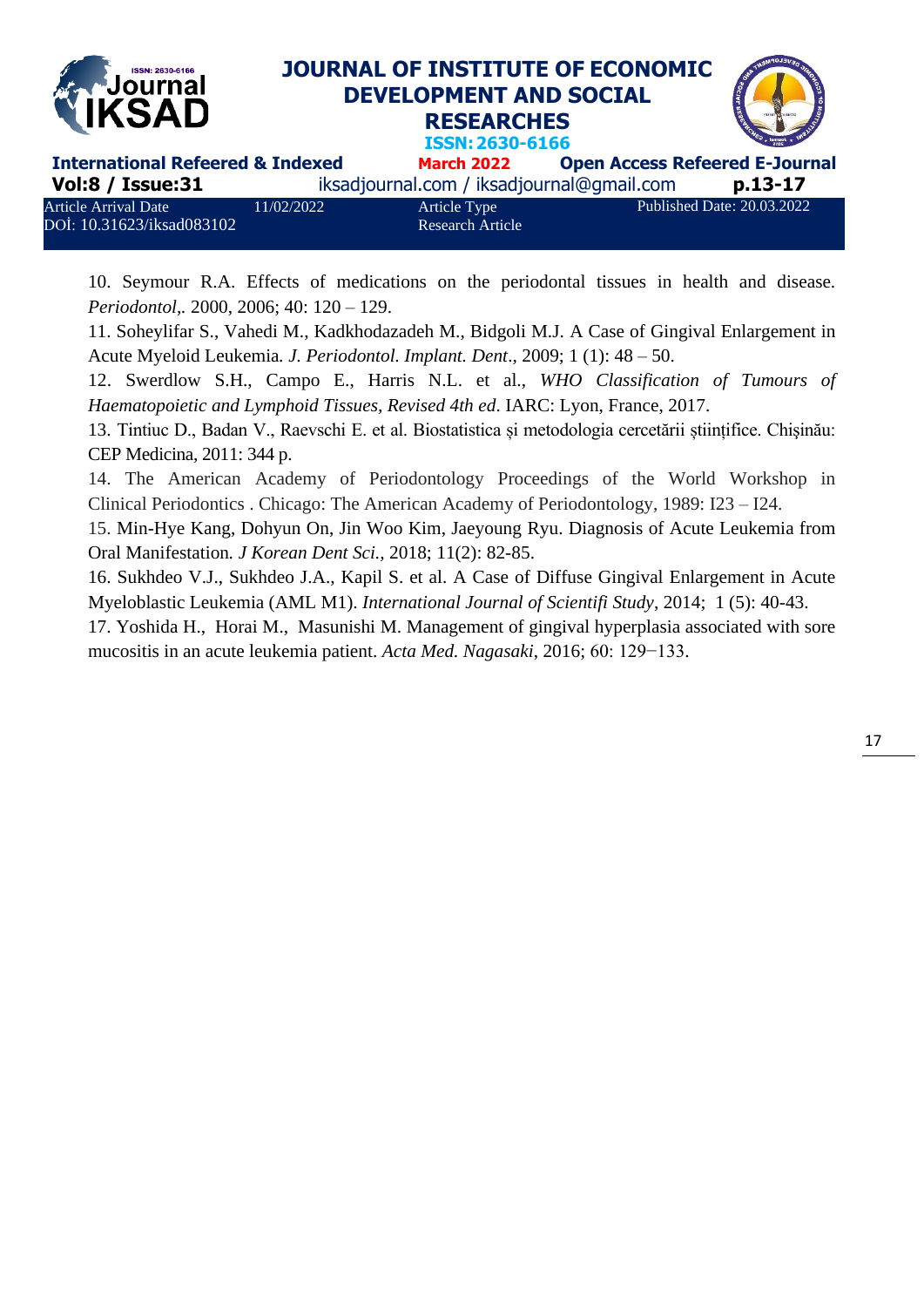10. Seymour R.A. Effects of medications on the periodontal tissues in health and disease. *Periodontol,.* 2000, 2006; 40: 120 – 129.

11. Soheylifar S., Vahedi M., Kadkhodazadeh M., Bidgoli M.J. A Case of Gingival Enlargement in Acute Myeloid Leukemia. *J. Periodontol. Implant. Dent*., 2009; 1 (1): 48 – 50.

12. Swerdlow S.H., Campo E., Harris N.L. et al., *WHO Classification of Tumours of Haematopoietic and Lymphoid Tissues, Revised 4th ed*. IARC: Lyon, France, 2017.

13. Tintiuc D., Badan V., Raevschi E. et al. Biostatistica și metodologia cercetării științifice. Chișinău: CEP Medicina, 2011: 344 p.

14. The American Academy of Periodontology Proceedings of the World Workshop in Clinical Periodontics . Chicago: The American Academy of Periodontology, 1989: I23 – I24.

15. Min-Hye Kang, Dohyun On, Jin Woo Kim, Jaeyoung Ryu. Diagnosis of Acute Leukemia from Oral Manifestation. *J Korean Dent Sci.,* 2018; 11(2): 82-85.

16. Sukhdeo V.J., Sukhdeo J.A., Kapil S. et al. A Case of Diffuse Gingival Enlargement in Acute Myeloblastic Leukemia (AML M1). *International Journal of Scientifi Study*, 2014; 1 (5): 40-43.

17. Yoshida H., Horai M., Masunishi M. Management of gingival hyperplasia associated with sore mucositis in an acute leukemia patient. *Acta Med. Nagasaki*, 2016; 60: 129−133.